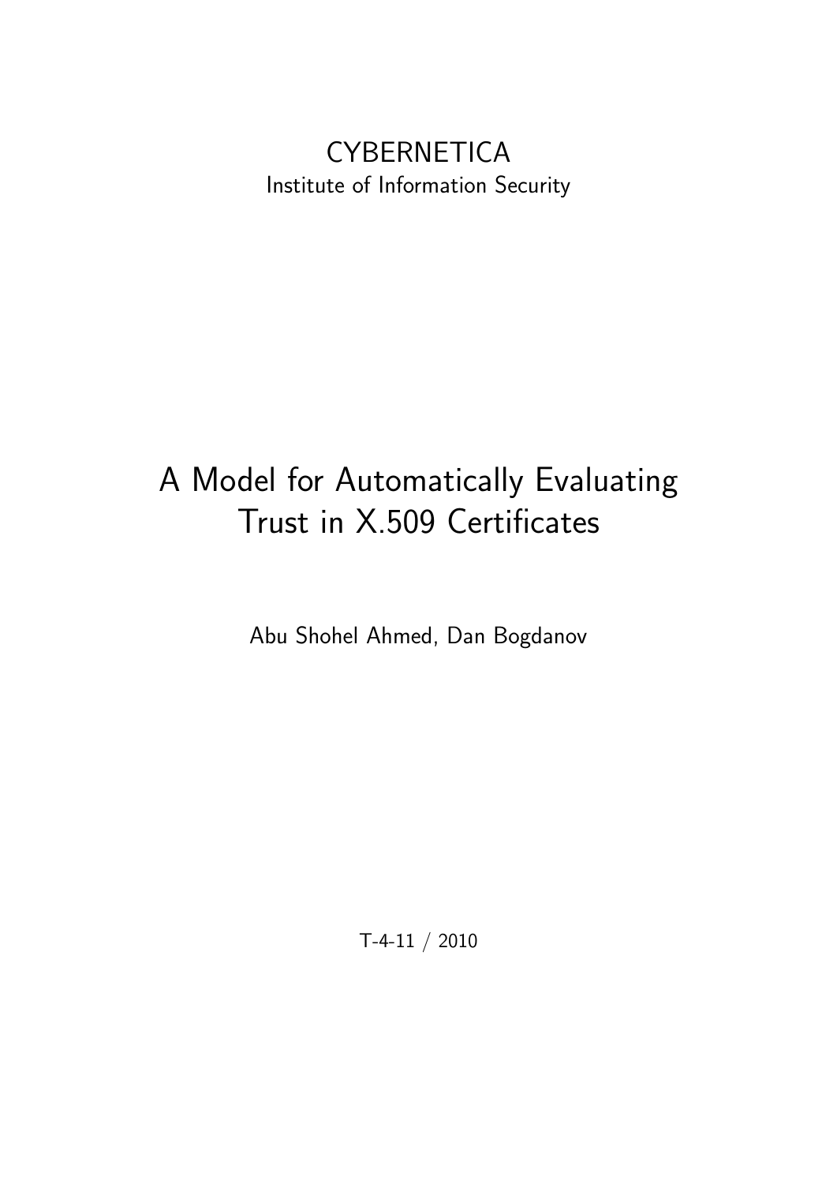CYBERNETICA

Institute of Information Security

# A Model for Automatically Evaluating Trust in X.509 Certificates

Abu Shohel Ahmed, Dan Bogdanov

T-4-11 / 2010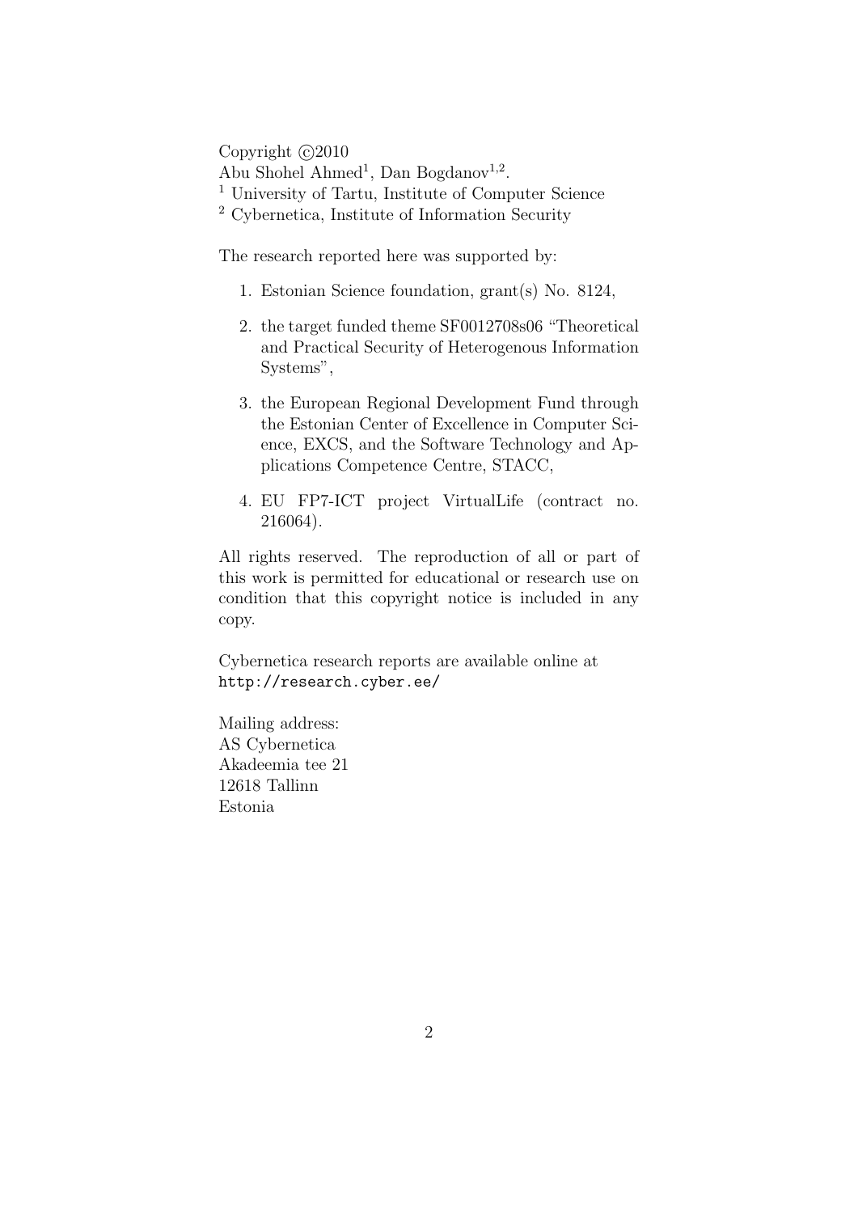Copyright ©2010
Abu Shohel Ahmed[1], Dan Bogdanov[1,2].
[1] University of Tartu, Institute of Computer Science
[2] Cybernetica, Institute of Information Security

The research reported here was supported by:

1. Estonian Science foundation, grant(s) No. 8124,
2. the target funded theme SF0012708s06 "Theoretical and Practical Security of Heterogenous Information Systems",
3. the European Regional Development Fund through the Estonian Center of Excellence in Computer Science, EXCS, and the Software Technology and Applications Competence Centre, STACC,
4. EU FP7-ICT project VirtualLife (contract no. 216064).

All rights reserved. The reproduction of all or part of this work is permitted for educational or research use on condition that this copyright notice is included in any copy.

Cybernetica research reports are available online at
`http://research.cyber.ee/`

Mailing address:
AS Cybernetica
Akadeemia tee 21
12618 Tallinn
Estonia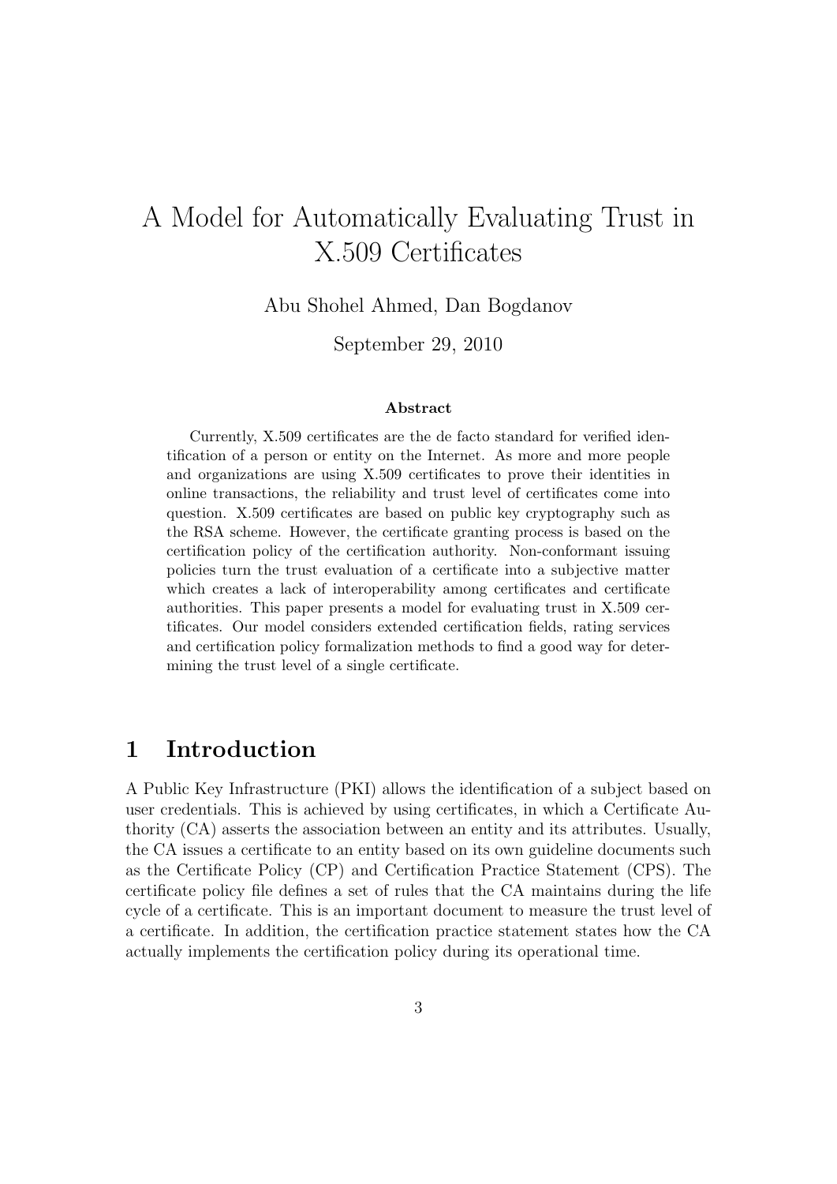# A Model for Automatically Evaluating Trust in X.509 Certificates

Abu Shohel Ahmed, Dan Bogdanov

September 29, 2010

**Abstract**

Currently, X.509 certificates are the de facto standard for verified identification of a person or entity on the Internet. As more and more people and organizations are using X.509 certificates to prove their identities in online transactions, the reliability and trust level of certificates come into question. X.509 certificates are based on public key cryptography such as the RSA scheme. However, the certificate granting process is based on the certification policy of the certification authority. Non-conformant issuing policies turn the trust evaluation of a certificate into a subjective matter which creates a lack of interoperability among certificates and certificate authorities. This paper presents a model for evaluating trust in X.509 certificates. Our model considers extended certification fields, rating services and certification policy formalization methods to find a good way for determining the trust level of a single certificate.

## 1 Introduction

A Public Key Infrastructure (PKI) allows the identification of a subject based on user credentials. This is achieved by using certificates, in which a Certificate Authority (CA) asserts the association between an entity and its attributes. Usually, the CA issues a certificate to an entity based on its own guideline documents such as the Certificate Policy (CP) and Certification Practice Statement (CPS). The certificate policy file defines a set of rules that the CA maintains during the life cycle of a certificate. This is an important document to measure the trust level of a certificate. In addition, the certification practice statement states how the CA actually implements the certification policy during its operational time.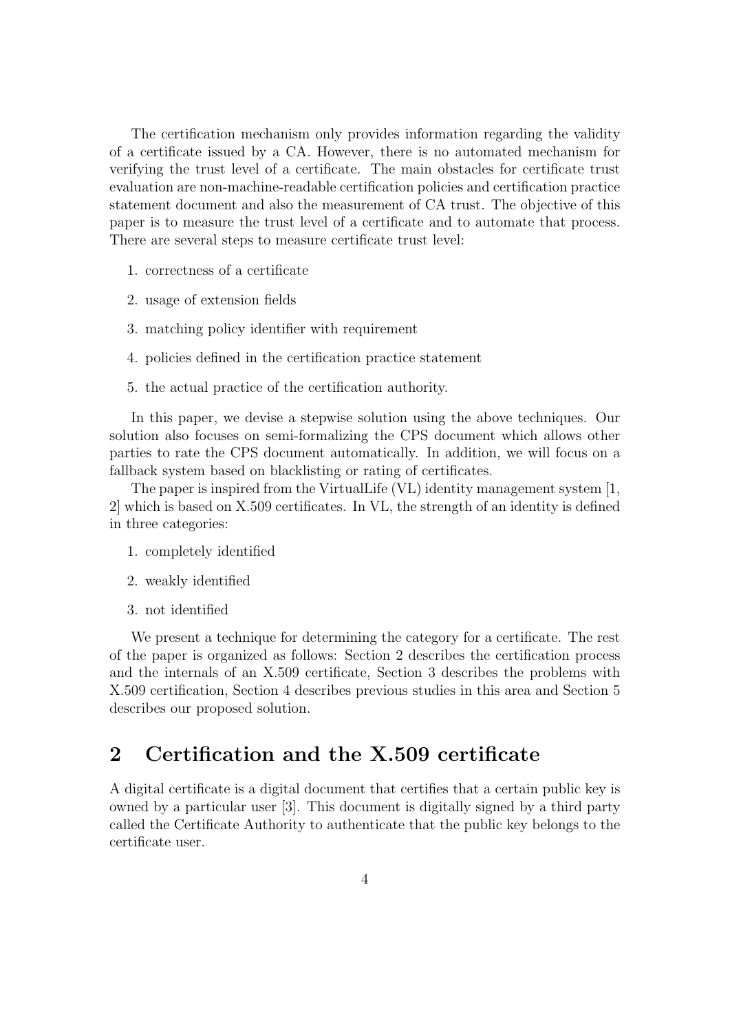The certification mechanism only provides information regarding the validity of a certificate issued by a CA. However, there is no automated mechanism for verifying the trust level of a certificate. The main obstacles for certificate trust evaluation are non-machine-readable certification policies and certification practice statement document and also the measurement of CA trust. The objective of this paper is to measure the trust level of a certificate and to automate that process. There are several steps to measure certificate trust level:

1. correctness of a certificate
2. usage of extension fields
3. matching policy identifier with requirement
4. policies defined in the certification practice statement
5. the actual practice of the certification authority.

In this paper, we devise a stepwise solution using the above techniques. Our solution also focuses on semi-formalizing the CPS document which allows other parties to rate the CPS document automatically. In addition, we will focus on a fallback system based on blacklisting or rating of certificates.

The paper is inspired from the VirtualLife (VL) identity management system [1, 2] which is based on X.509 certificates. In VL, the strength of an identity is defined in three categories:

1. completely identified
2. weakly identified
3. not identified

We present a technique for determining the category for a certificate. The rest of the paper is organized as follows: Section 2 describes the certification process and the internals of an X.509 certificate, Section 3 describes the problems with X.509 certification, Section 4 describes previous studies in this area and Section 5 describes our proposed solution.

## 2 Certification and the X.509 certificate

A digital certificate is a digital document that certifies that a certain public key is owned by a particular user [3]. This document is digitally signed by a third party called the Certificate Authority to authenticate that the public key belongs to the certificate user.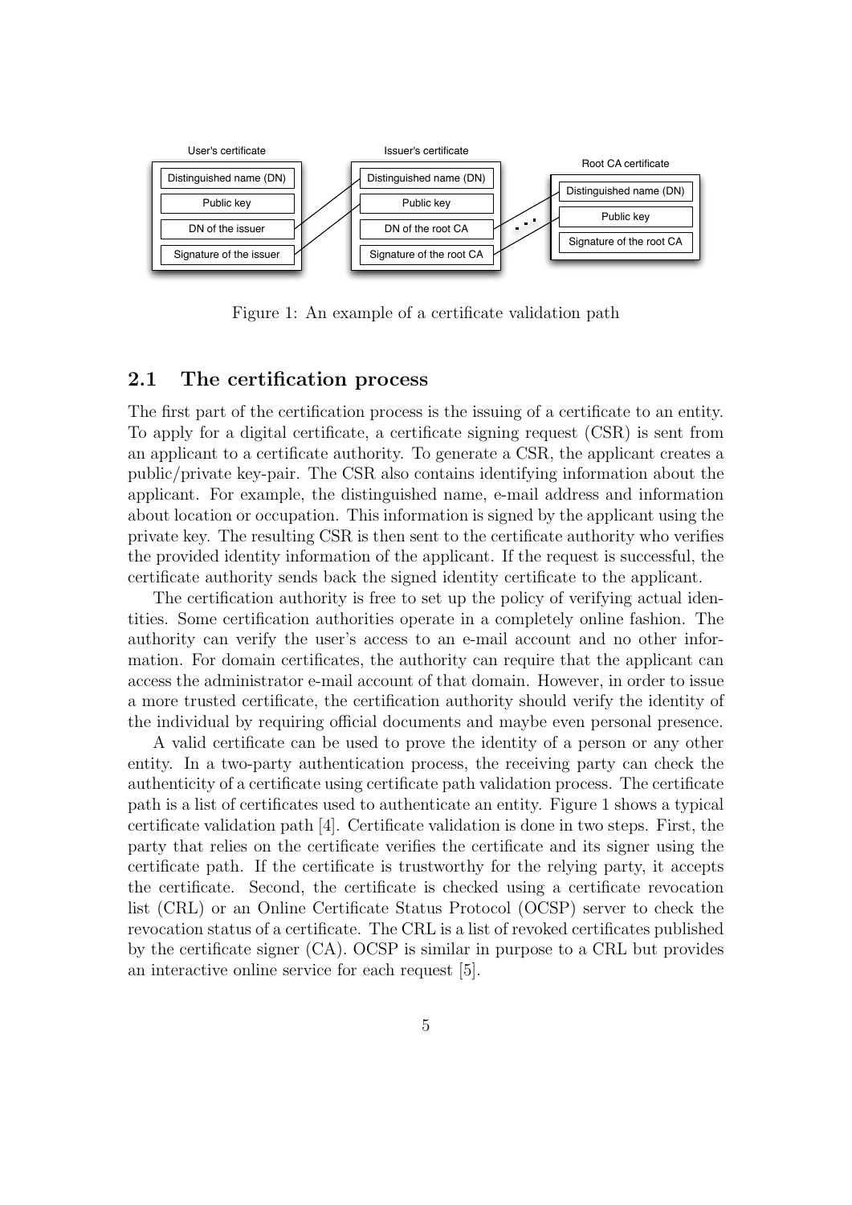User's certificate

Distinguished name (DN)

Public key

DN of the issuer

Signature of the issuer

Issuer's certificate

Distinguished name (DN)

Public key

DN of the root CA

Signature of the root CA

Root CA certificate

Distinguished name (DN)

Public key

Signature of the root CA

Figure 1: An example of a certificate validation path

## 2.1 The certification process

The first part of the certification process is the issuing of a certificate to an entity. To apply for a digital certificate, a certificate signing request (CSR) is sent from an applicant to a certificate authority. To generate a CSR, the applicant creates a public/private key-pair. The CSR also contains identifying information about the applicant. For example, the distinguished name, e-mail address and information about location or occupation. This information is signed by the applicant using the private key. The resulting CSR is then sent to the certificate authority who verifies the provided identity information of the applicant. If the request is successful, the certificate authority sends back the signed identity certificate to the applicant.

The certification authority is free to set up the policy of verifying actual identities. Some certification authorities operate in a completely online fashion. The authority can verify the user's access to an e-mail account and no other information. For domain certificates, the authority can require that the applicant can access the administrator e-mail account of that domain. However, in order to issue a more trusted certificate, the certification authority should verify the identity of the individual by requiring official documents and maybe even personal presence.

A valid certificate can be used to prove the identity of a person or any other entity. In a two-party authentication process, the receiving party can check the authenticity of a certificate using certificate path validation process. The certificate path is a list of certificates used to authenticate an entity. Figure 1 shows a typical certificate validation path [4]. Certificate validation is done in two steps. First, the party that relies on the certificate verifies the certificate and its signer using the certificate path. If the certificate is trustworthy for the relying party, it accepts the certificate. Second, the certificate is checked using a certificate revocation list (CRL) or an Online Certificate Status Protocol (OCSP) server to check the revocation status of a certificate. The CRL is a list of revoked certificates published by the certificate signer (CA). OCSP is similar in purpose to a CRL but provides an interactive online service for each request [5].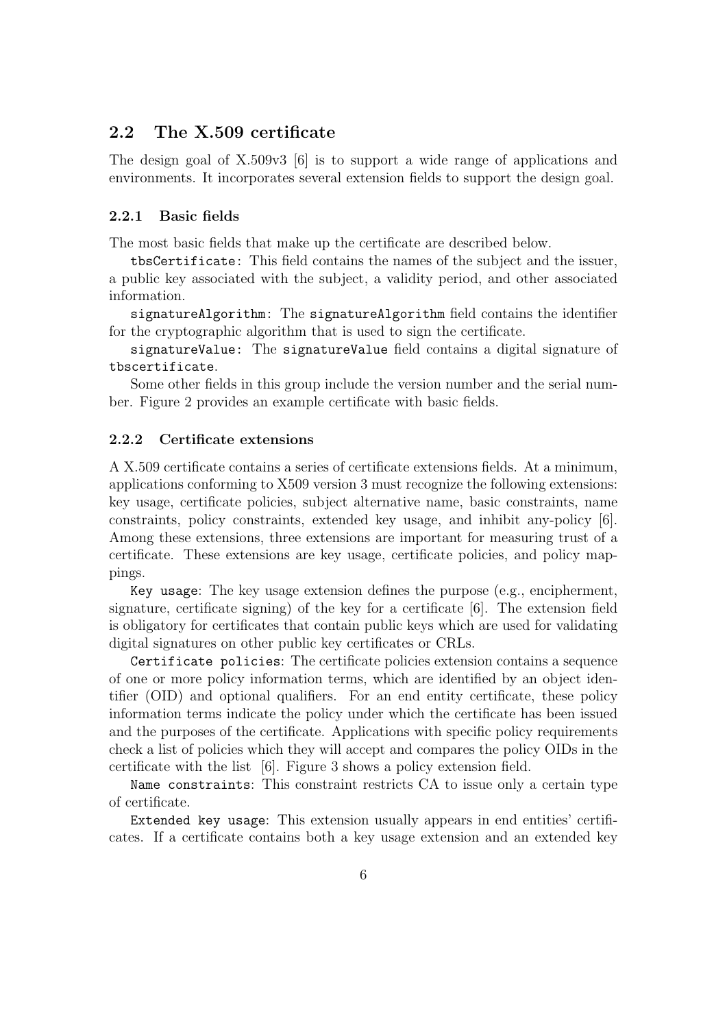## 2.2 The X.509 certificate

The design goal of X.509v3 [6] is to support a wide range of applications and environments. It incorporates several extension fields to support the design goal.

### 2.2.1 Basic fields

The most basic fields that make up the certificate are described below.

`tbsCertificate`: This field contains the names of the subject and the issuer, a public key associated with the subject, a validity period, and other associated information.

`signatureAlgorithm`: The `signatureAlgorithm` field contains the identifier for the cryptographic algorithm that is used to sign the certificate.

`signatureValue`: The `signatureValue` field contains a digital signature of `tbscertificate`.

Some other fields in this group include the version number and the serial number. Figure 2 provides an example certificate with basic fields.

### 2.2.2 Certificate extensions

A X.509 certificate contains a series of certificate extensions fields. At a minimum, applications conforming to X509 version 3 must recognize the following extensions: key usage, certificate policies, subject alternative name, basic constraints, name constraints, policy constraints, extended key usage, and inhibit any-policy [6]. Among these extensions, three extensions are important for measuring trust of a certificate. These extensions are key usage, certificate policies, and policy mappings.

`Key usage`: The key usage extension defines the purpose (e.g., encipherment, signature, certificate signing) of the key for a certificate [6]. The extension field is obligatory for certificates that contain public keys which are used for validating digital signatures on other public key certificates or CRLs.

`Certificate policies`: The certificate policies extension contains a sequence of one or more policy information terms, which are identified by an object identifier (OID) and optional qualifiers. For an end entity certificate, these policy information terms indicate the policy under which the certificate has been issued and the purposes of the certificate. Applications with specific policy requirements check a list of policies which they will accept and compares the policy OIDs in the certificate with the list [6]. Figure 3 shows a policy extension field.

`Name constraints`: This constraint restricts CA to issue only a certain type of certificate.

`Extended key usage`: This extension usually appears in end entities' certificates. If a certificate contains both a key usage extension and an extended key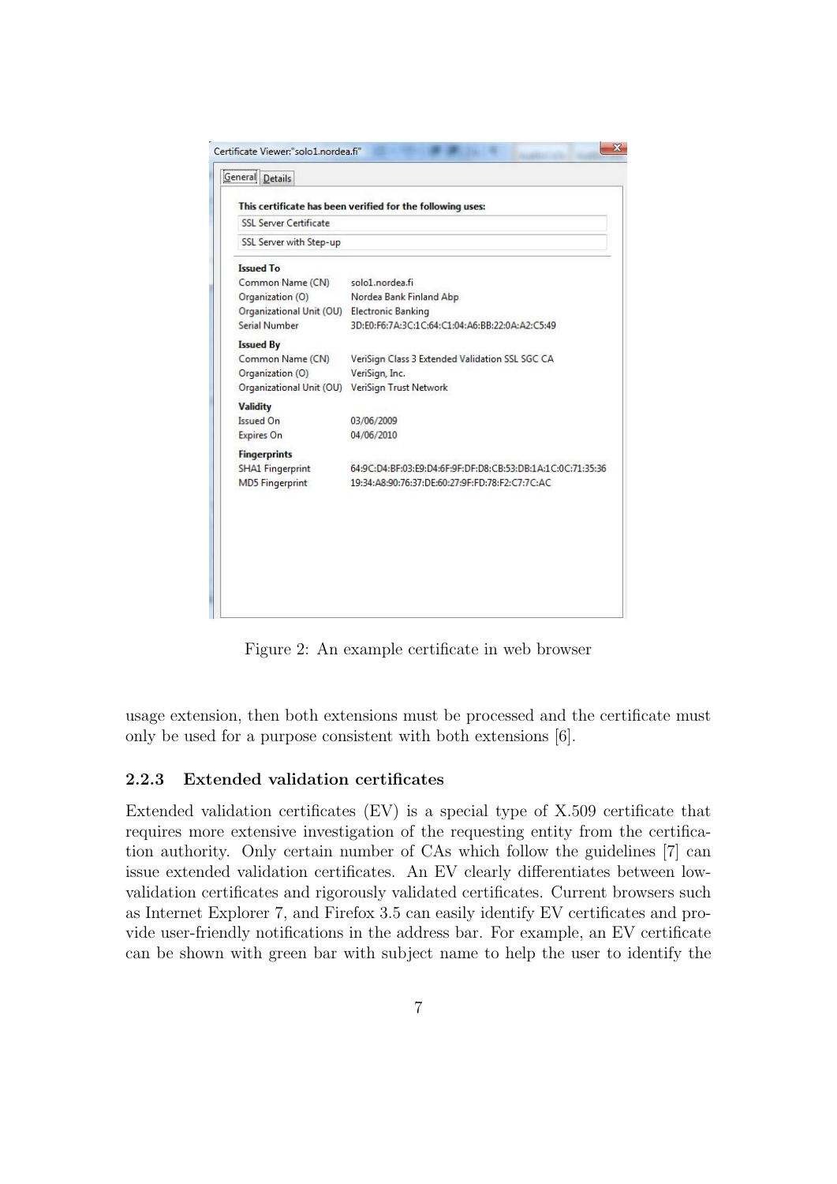Figure 2: An example certificate in web browser

usage extension, then both extensions must be processed and the certificate must only be used for a purpose consistent with both extensions [6].

#### 2.2.3 Extended validation certificates

Extended validation certificates (EV) is a special type of X.509 certificate that requires more extensive investigation of the requesting entity from the certification authority. Only certain number of CAs which follow the guidelines [7] can issue extended validation certificates. An EV clearly differentiates between low-validation certificates and rigorously validated certificates. Current browsers such as Internet Explorer 7, and Firefox 3.5 can easily identify EV certificates and provide user-friendly notifications in the address bar. For example, an EV certificate can be shown with green bar with subject name to help the user to identify the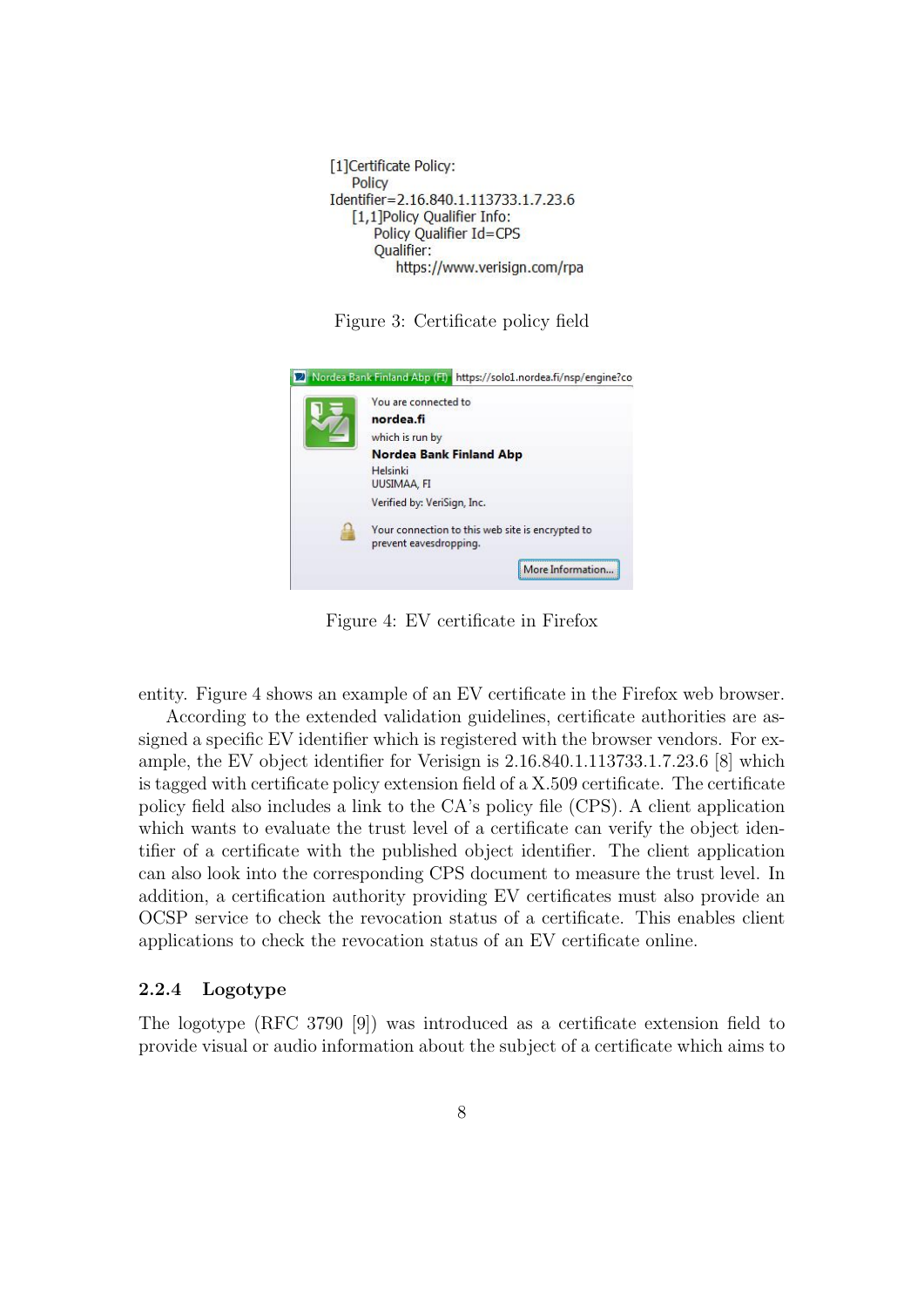```
[1]Certificate Policy:
    Policy
Identifier=2.16.840.1.113733.1.7.23.6
    [1,1]Policy Qualifier Info:
        Policy Qualifier Id=CPS
        Qualifier:
            https://www.verisign.com/rpa
```

Figure 3: Certificate policy field

Figure 4: EV certificate in Firefox

entity. Figure 4 shows an example of an EV certificate in the Firefox web browser.

According to the extended validation guidelines, certificate authorities are assigned a specific EV identifier which is registered with the browser vendors. For example, the EV object identifier for Verisign is 2.16.840.1.113733.1.7.23.6 [8] which is tagged with certificate policy extension field of a X.509 certificate. The certificate policy field also includes a link to the CA's policy file (CPS). A client application which wants to evaluate the trust level of a certificate can verify the object identifier of a certificate with the published object identifier. The client application can also look into the corresponding CPS document to measure the trust level. In addition, a certification authority providing EV certificates must also provide an OCSP service to check the revocation status of a certificate. This enables client applications to check the revocation status of an EV certificate online.

### 2.2.4 Logotype

The logotype (RFC 3790 [9]) was introduced as a certificate extension field to provide visual or audio information about the subject of a certificate which aims to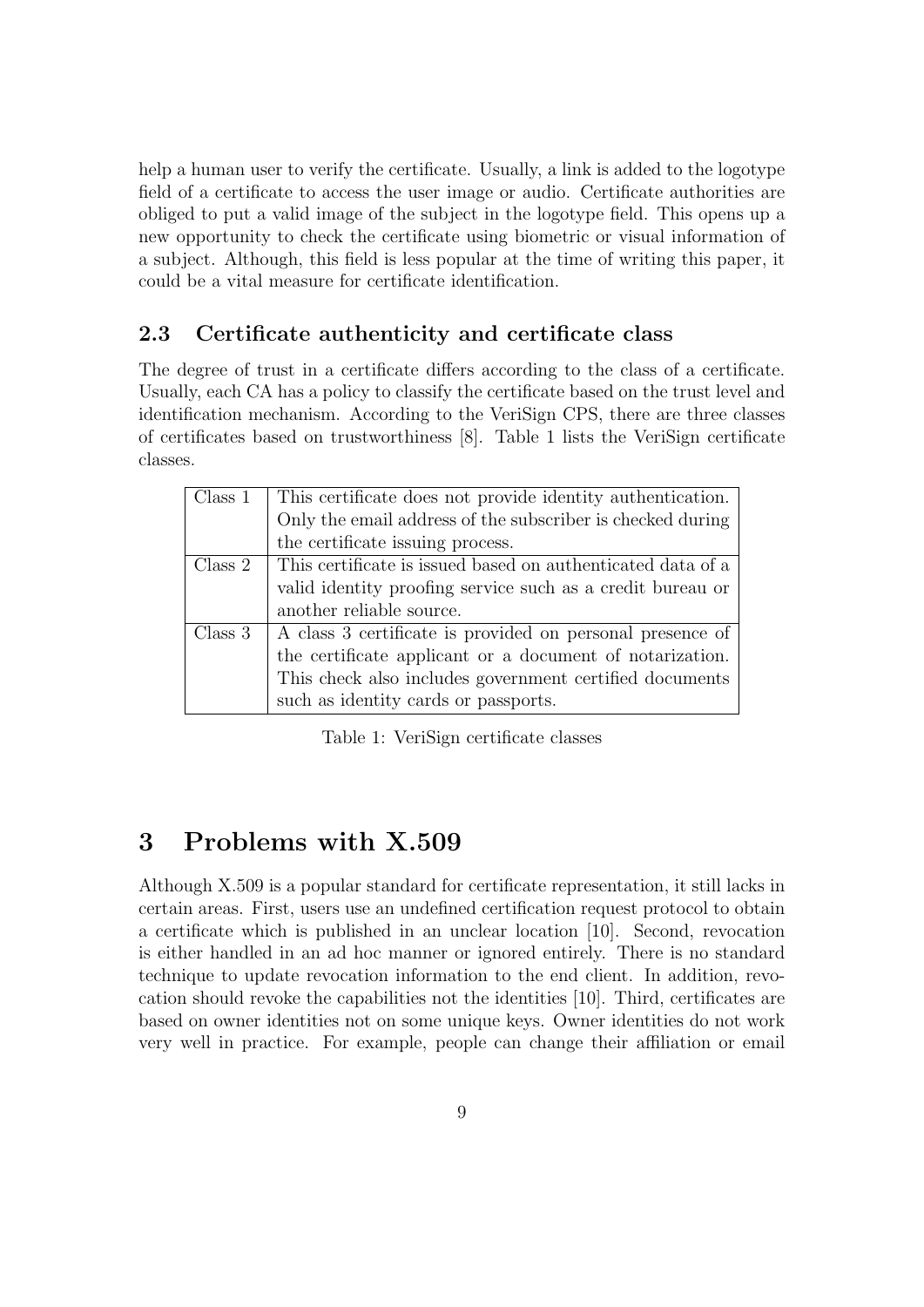help a human user to verify the certificate. Usually, a link is added to the logotype field of a certificate to access the user image or audio. Certificate authorities are obliged to put a valid image of the subject in the logotype field. This opens up a new opportunity to check the certificate using biometric or visual information of a subject. Although, this field is less popular at the time of writing this paper, it could be a vital measure for certificate identification.

### 2.3 Certificate authenticity and certificate class

The degree of trust in a certificate differs according to the class of a certificate. Usually, each CA has a policy to classify the certificate based on the trust level and identification mechanism. According to the VeriSign CPS, there are three classes of certificates based on trustworthiness [8]. Table 1 lists the VeriSign certificate classes.

| | |
|---|---|
| Class 1 | This certificate does not provide identity authentication. Only the email address of the subscriber is checked during the certificate issuing process. |
| Class 2 | This certificate is issued based on authenticated data of a valid identity proofing service such as a credit bureau or another reliable source. |
| Class 3 | A class 3 certificate is provided on personal presence of the certificate applicant or a document of notarization. This check also includes government certified documents such as identity cards or passports. |

Table 1: VeriSign certificate classes

## 3 Problems with X.509

Although X.509 is a popular standard for certificate representation, it still lacks in certain areas. First, users use an undefined certification request protocol to obtain a certificate which is published in an unclear location [10]. Second, revocation is either handled in an ad hoc manner or ignored entirely. There is no standard technique to update revocation information to the end client. In addition, revocation should revoke the capabilities not the identities [10]. Third, certificates are based on owner identities not on some unique keys. Owner identities do not work very well in practice. For example, people can change their affiliation or email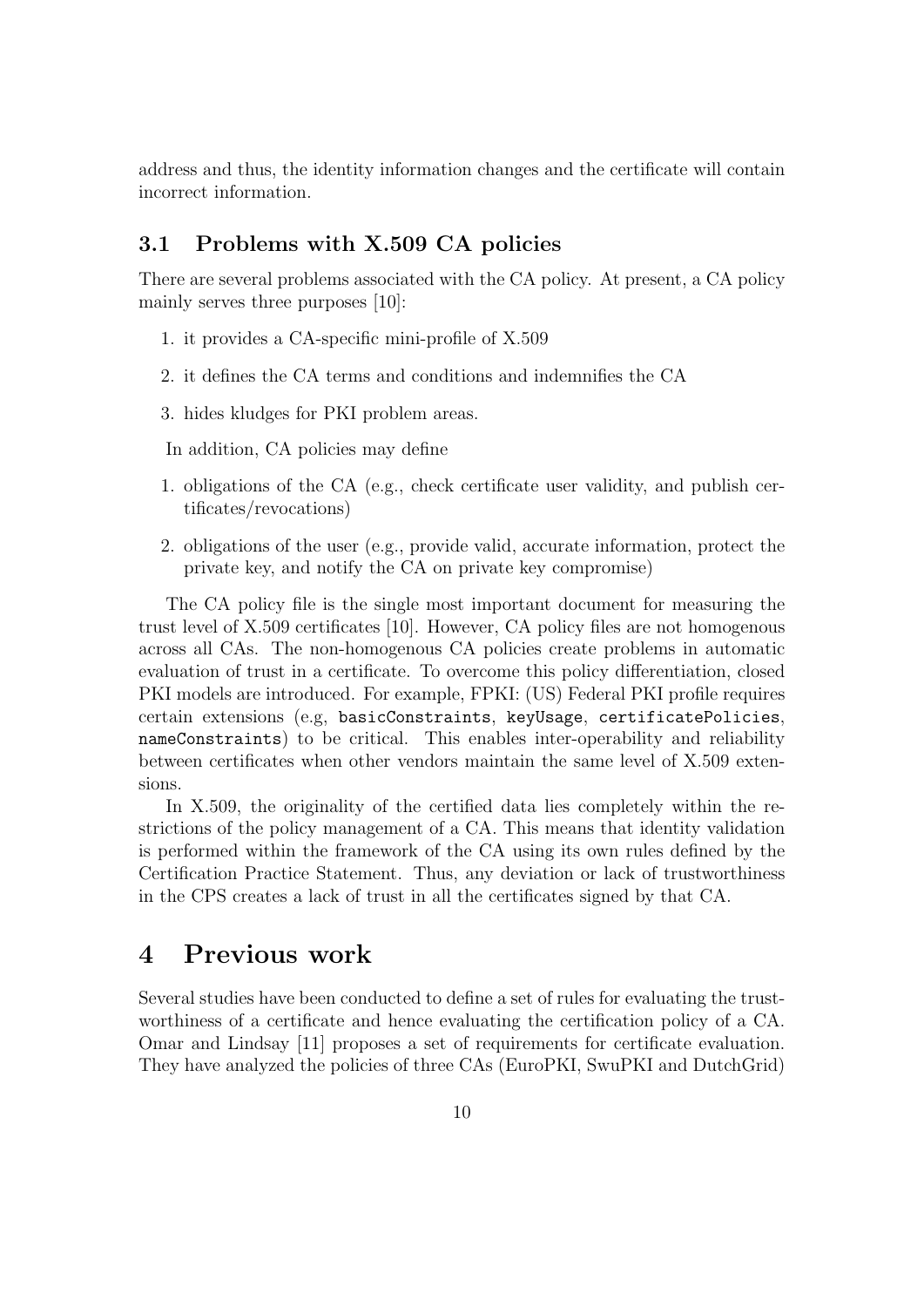address and thus, the identity information changes and the certificate will contain incorrect information.

### 3.1 Problems with X.509 CA policies

There are several problems associated with the CA policy. At present, a CA policy mainly serves three purposes [10]:

1. it provides a CA-specific mini-profile of X.509
2. it defines the CA terms and conditions and indemnifies the CA
3. hides kludges for PKI problem areas.

In addition, CA policies may define

1. obligations of the CA (e.g., check certificate user validity, and publish certificates/revocations)
2. obligations of the user (e.g., provide valid, accurate information, protect the private key, and notify the CA on private key compromise)

The CA policy file is the single most important document for measuring the trust level of X.509 certificates [10]. However, CA policy files are not homogenous across all CAs. The non-homogenous CA policies create problems in automatic evaluation of trust in a certificate. To overcome this policy differentiation, closed PKI models are introduced. For example, FPKI: (US) Federal PKI profile requires certain extensions (e.g, `basicConstraints`, `keyUsage`, `certificatePolicies`, `nameConstraints`) to be critical. This enables inter-operability and reliability between certificates when other vendors maintain the same level of X.509 extensions.

In X.509, the originality of the certified data lies completely within the restrictions of the policy management of a CA. This means that identity validation is performed within the framework of the CA using its own rules defined by the Certification Practice Statement. Thus, any deviation or lack of trustworthiness in the CPS creates a lack of trust in all the certificates signed by that CA.

## 4 Previous work

Several studies have been conducted to define a set of rules for evaluating the trustworthiness of a certificate and hence evaluating the certification policy of a CA. Omar and Lindsay [11] proposes a set of requirements for certificate evaluation. They have analyzed the policies of three CAs (EuroPKI, SwuPKI and DutchGrid)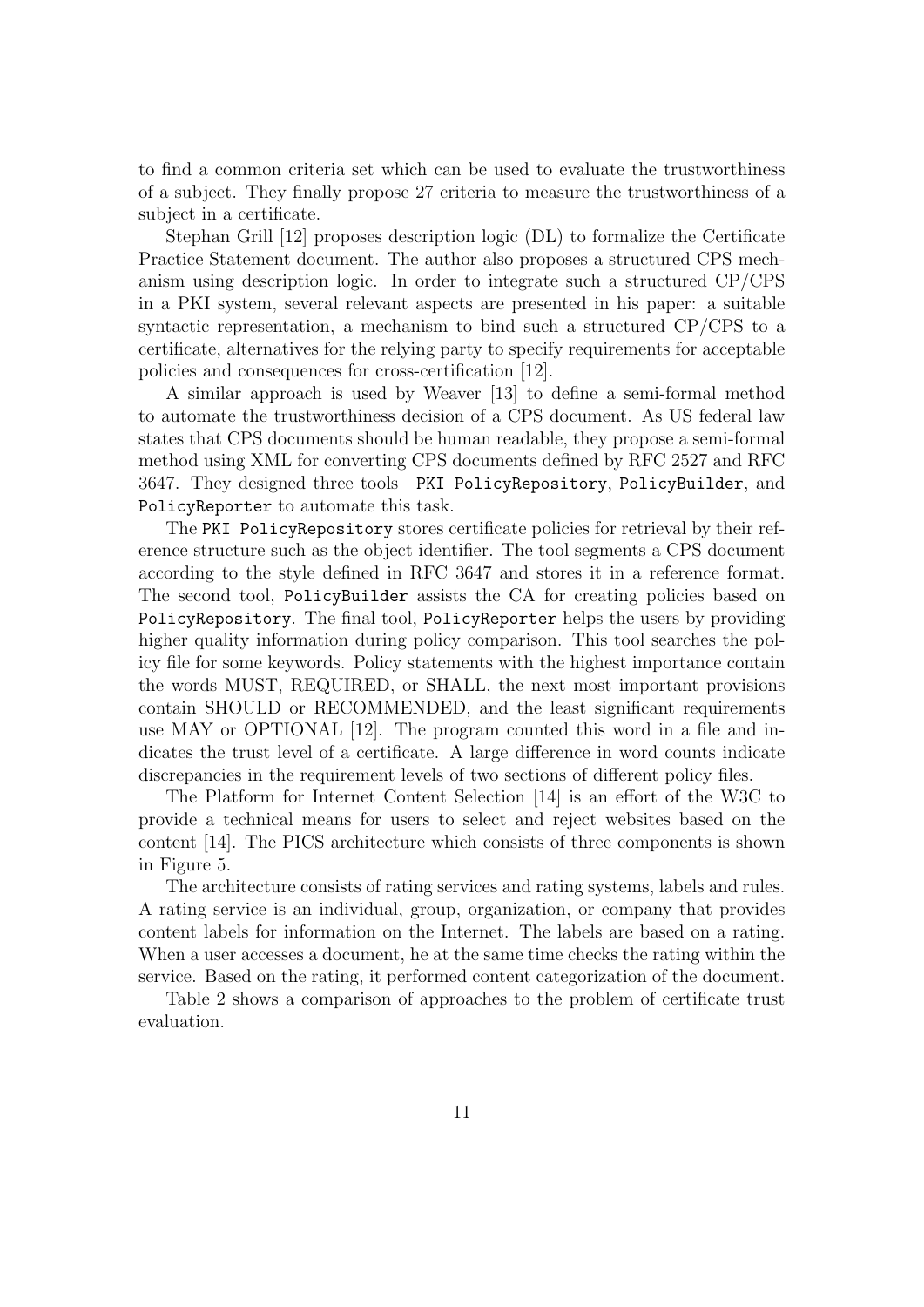to find a common criteria set which can be used to evaluate the trustworthiness of a subject. They finally propose 27 criteria to measure the trustworthiness of a subject in a certificate.

Stephan Grill [12] proposes description logic (DL) to formalize the Certificate Practice Statement document. The author also proposes a structured CPS mechanism using description logic. In order to integrate such a structured CP/CPS in a PKI system, several relevant aspects are presented in his paper: a suitable syntactic representation, a mechanism to bind such a structured CP/CPS to a certificate, alternatives for the relying party to specify requirements for acceptable policies and consequences for cross-certification [12].

A similar approach is used by Weaver [13] to define a semi-formal method to automate the trustworthiness decision of a CPS document. As US federal law states that CPS documents should be human readable, they propose a semi-formal method using XML for converting CPS documents defined by RFC 2527 and RFC 3647. They designed three tools—`PKI PolicyRepository`, `PolicyBuilder`, and `PolicyReporter` to automate this task.

The `PKI PolicyRepository` stores certificate policies for retrieval by their reference structure such as the object identifier. The tool segments a CPS document according to the style defined in RFC 3647 and stores it in a reference format. The second tool, `PolicyBuilder` assists the CA for creating policies based on `PolicyRepository`. The final tool, `PolicyReporter` helps the users by providing higher quality information during policy comparison. This tool searches the policy file for some keywords. Policy statements with the highest importance contain the words MUST, REQUIRED, or SHALL, the next most important provisions contain SHOULD or RECOMMENDED, and the least significant requirements use MAY or OPTIONAL [12]. The program counted this word in a file and indicates the trust level of a certificate. A large difference in word counts indicate discrepancies in the requirement levels of two sections of different policy files.

The Platform for Internet Content Selection [14] is an effort of the W3C to provide a technical means for users to select and reject websites based on the content [14]. The PICS architecture which consists of three components is shown in Figure 5.

The architecture consists of rating services and rating systems, labels and rules. A rating service is an individual, group, organization, or company that provides content labels for information on the Internet. The labels are based on a rating. When a user accesses a document, he at the same time checks the rating within the service. Based on the rating, it performed content categorization of the document.

Table 2 shows a comparison of approaches to the problem of certificate trust evaluation.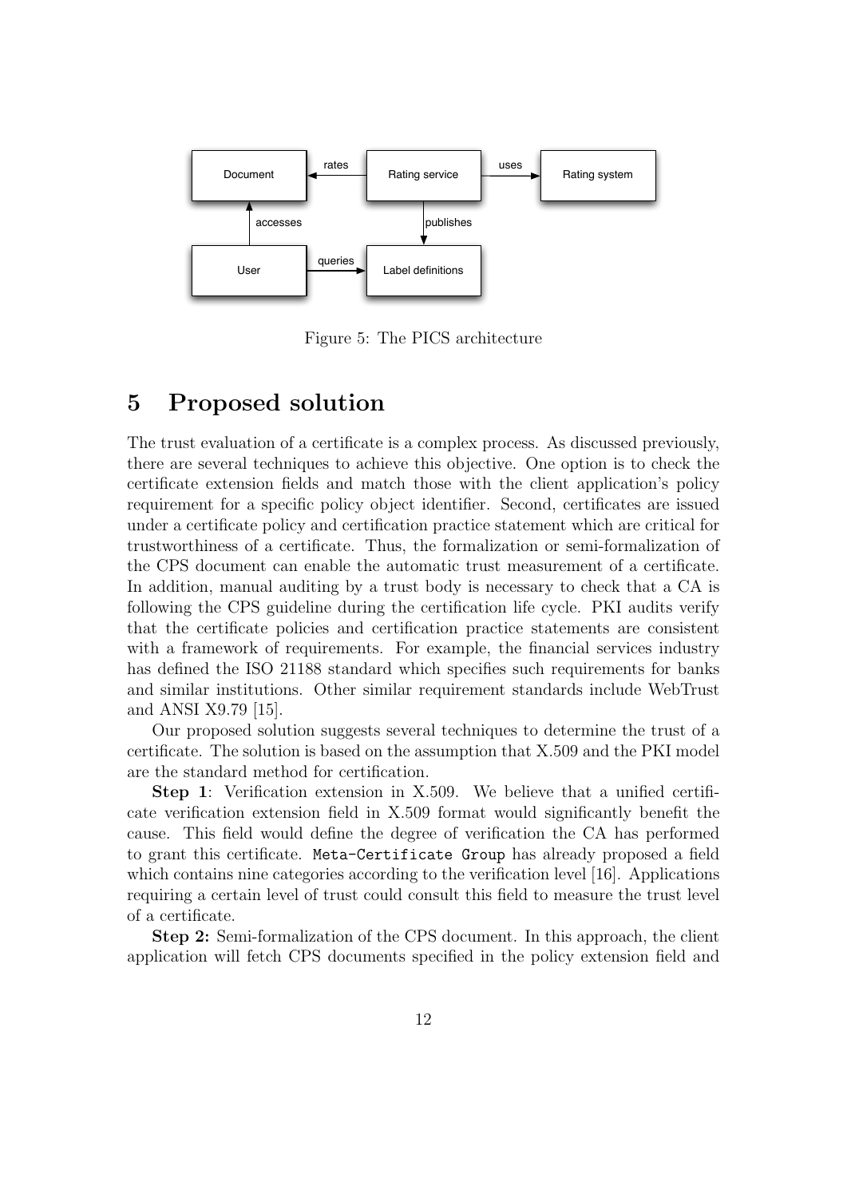Document

rates

Rating service

uses

Rating system

accesses

publishes

User

queries

Label definitions

Figure 5: The PICS architecture

# 5 Proposed solution

The trust evaluation of a certificate is a complex process. As discussed previously, there are several techniques to achieve this objective. One option is to check the certificate extension fields and match those with the client application's policy requirement for a specific policy object identifier. Second, certificates are issued under a certificate policy and certification practice statement which are critical for trustworthiness of a certificate. Thus, the formalization or semi-formalization of the CPS document can enable the automatic trust measurement of a certificate. In addition, manual auditing by a trust body is necessary to check that a CA is following the CPS guideline during the certification life cycle. PKI audits verify that the certificate policies and certification practice statements are consistent with a framework of requirements. For example, the financial services industry has defined the ISO 21188 standard which specifies such requirements for banks and similar institutions. Other similar requirement standards include WebTrust and ANSI X9.79 [15].

Our proposed solution suggests several techniques to determine the trust of a certificate. The solution is based on the assumption that X.509 and the PKI model are the standard method for certification.

**Step 1**: Verification extension in X.509. We believe that a unified certificate verification extension field in X.509 format would significantly benefit the cause. This field would define the degree of verification the CA has performed to grant this certificate. `Meta-Certificate Group` has already proposed a field which contains nine categories according to the verification level [16]. Applications requiring a certain level of trust could consult this field to measure the trust level of a certificate.

**Step 2:** Semi-formalization of the CPS document. In this approach, the client application will fetch CPS documents specified in the policy extension field and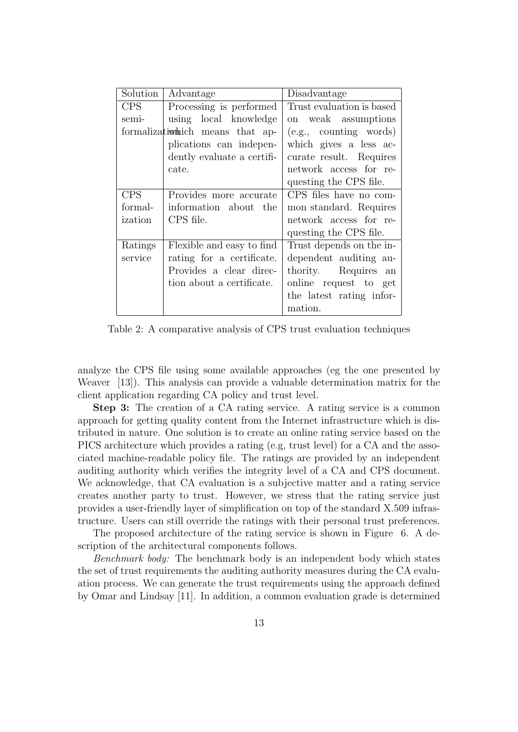| Solution | Advantage | Disadvantage |
|---|---|---|
| CPS semi-formalization | Processing is performed using local knowledge which means that applications can independently evaluate a certificate. | Trust evaluation is based on weak assumptions (e.g., counting words) which gives a less accurate result. Requires network access for requesting the CPS file. |
| CPS formalization | Provides more accurate information about the CPS file. | CPS files have no common standard. Requires network access for requesting the CPS file. |
| Ratings service | Flexible and easy to find rating for a certificate. Provides a clear direction about a certificate. | Trust depends on the independent auditing authority. Requires an online request to get the latest rating information. |

Table 2: A comparative analysis of CPS trust evaluation techniques

analyze the CPS file using some available approaches (eg the one presented by Weaver [13]). This analysis can provide a valuable determination matrix for the client application regarding CA policy and trust level.

**Step 3:** The creation of a CA rating service. A rating service is a common approach for getting quality content from the Internet infrastructure which is distributed in nature. One solution is to create an online rating service based on the PICS architecture which provides a rating (e.g, trust level) for a CA and the associated machine-readable policy file. The ratings are provided by an independent auditing authority which verifies the integrity level of a CA and CPS document. We acknowledge, that CA evaluation is a subjective matter and a rating service creates another party to trust. However, we stress that the rating service just provides a user-friendly layer of simplification on top of the standard X.509 infrastructure. Users can still override the ratings with their personal trust preferences.

The proposed architecture of the rating service is shown in Figure 6. A description of the architectural components follows.

*Benchmark body:* The benchmark body is an independent body which states the set of trust requirements the auditing authority measures during the CA evaluation process. We can generate the trust requirements using the approach defined by Omar and Lindsay [11]. In addition, a common evaluation grade is determined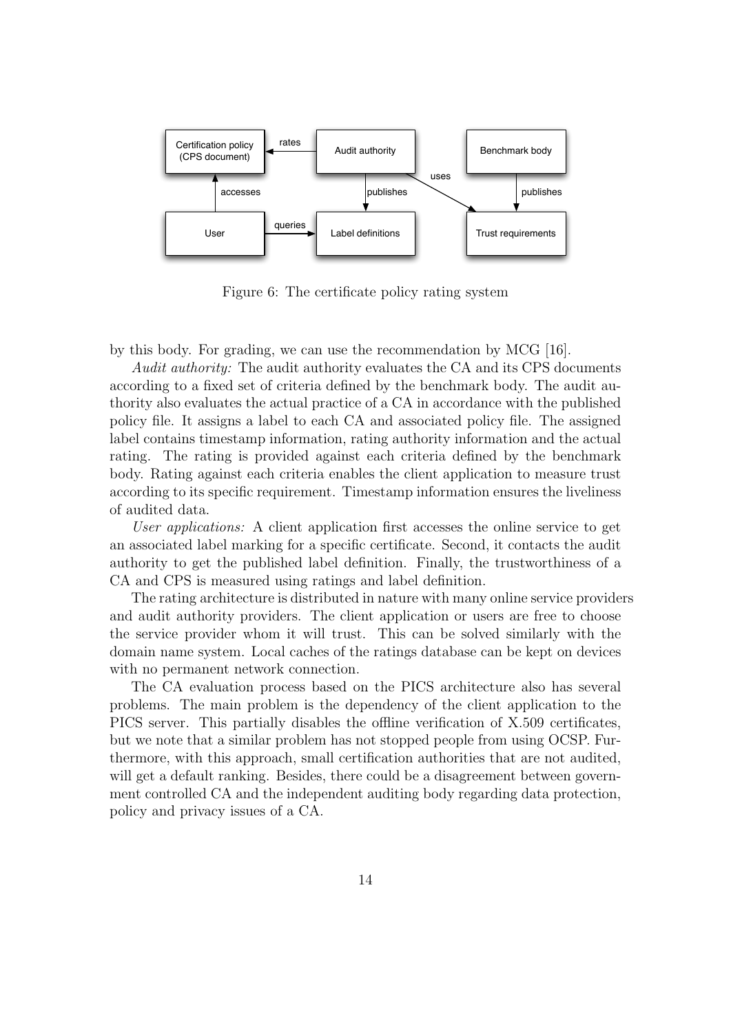Certification policy (CPS document)

rates

Audit authority

Benchmark body

accesses

publishes

uses

publishes

User

queries

Label definitions

Trust requirements

Figure 6: The certificate policy rating system

by this body. For grading, we can use the recommendation by MCG [16].

*Audit authority:* The audit authority evaluates the CA and its CPS documents according to a fixed set of criteria defined by the benchmark body. The audit authority also evaluates the actual practice of a CA in accordance with the published policy file. It assigns a label to each CA and associated policy file. The assigned label contains timestamp information, rating authority information and the actual rating. The rating is provided against each criteria defined by the benchmark body. Rating against each criteria enables the client application to measure trust according to its specific requirement. Timestamp information ensures the liveliness of audited data.

*User applications:* A client application first accesses the online service to get an associated label marking for a specific certificate. Second, it contacts the audit authority to get the published label definition. Finally, the trustworthiness of a CA and CPS is measured using ratings and label definition.

The rating architecture is distributed in nature with many online service providers and audit authority providers. The client application or users are free to choose the service provider whom it will trust. This can be solved similarly with the domain name system. Local caches of the ratings database can be kept on devices with no permanent network connection.

The CA evaluation process based on the PICS architecture also has several problems. The main problem is the dependency of the client application to the PICS server. This partially disables the offline verification of X.509 certificates, but we note that a similar problem has not stopped people from using OCSP. Furthermore, with this approach, small certification authorities that are not audited, will get a default ranking. Besides, there could be a disagreement between government controlled CA and the independent auditing body regarding data protection, policy and privacy issues of a CA.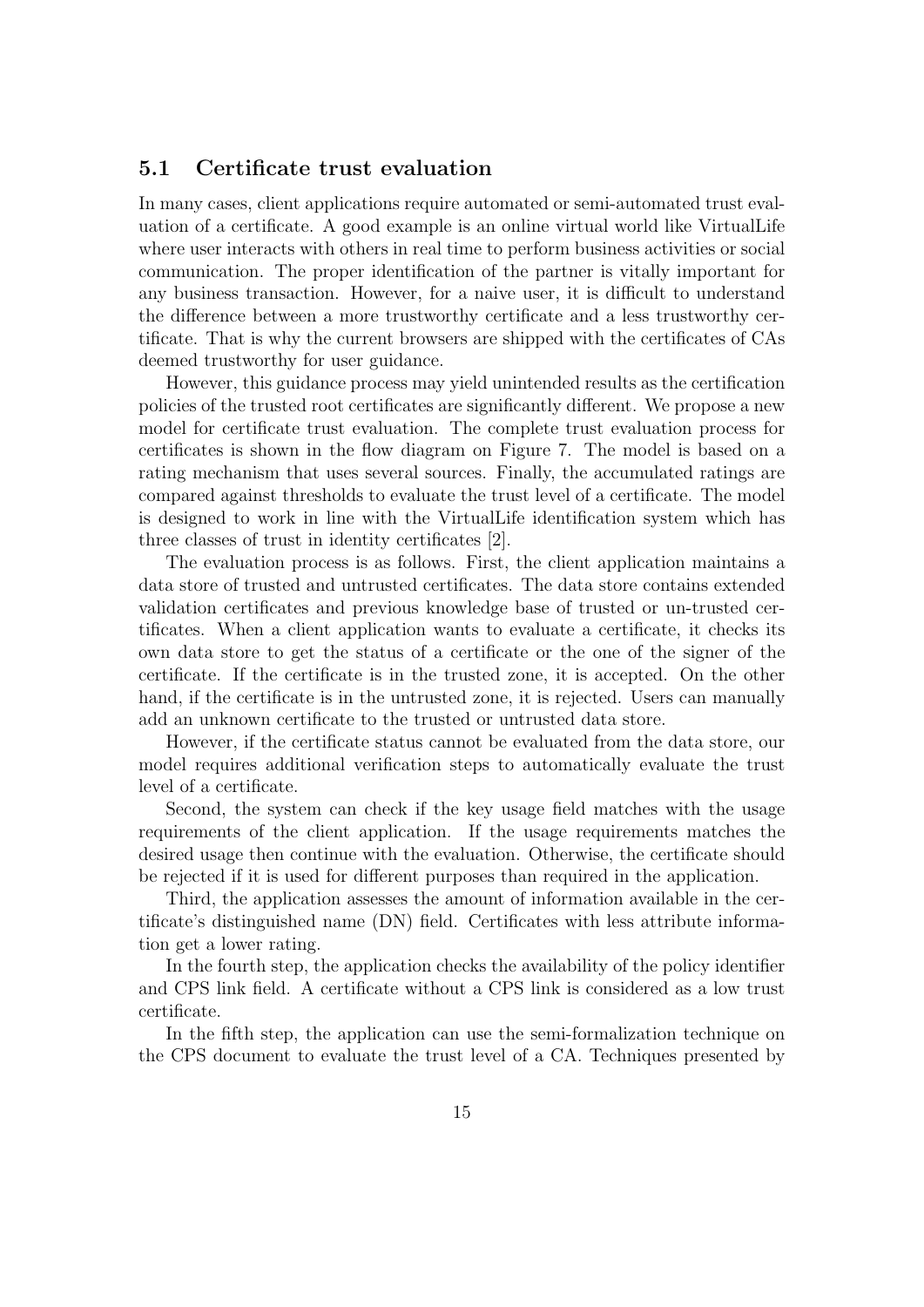### 5.1 Certificate trust evaluation

In many cases, client applications require automated or semi-automated trust evaluation of a certificate. A good example is an online virtual world like VirtualLife where user interacts with others in real time to perform business activities or social communication. The proper identification of the partner is vitally important for any business transaction. However, for a naive user, it is difficult to understand the difference between a more trustworthy certificate and a less trustworthy certificate. That is why the current browsers are shipped with the certificates of CAs deemed trustworthy for user guidance.

However, this guidance process may yield unintended results as the certification policies of the trusted root certificates are significantly different. We propose a new model for certificate trust evaluation. The complete trust evaluation process for certificates is shown in the flow diagram on Figure 7. The model is based on a rating mechanism that uses several sources. Finally, the accumulated ratings are compared against thresholds to evaluate the trust level of a certificate. The model is designed to work in line with the VirtualLife identification system which has three classes of trust in identity certificates [2].

The evaluation process is as follows. First, the client application maintains a data store of trusted and untrusted certificates. The data store contains extended validation certificates and previous knowledge base of trusted or un-trusted certificates. When a client application wants to evaluate a certificate, it checks its own data store to get the status of a certificate or the one of the signer of the certificate. If the certificate is in the trusted zone, it is accepted. On the other hand, if the certificate is in the untrusted zone, it is rejected. Users can manually add an unknown certificate to the trusted or untrusted data store.

However, if the certificate status cannot be evaluated from the data store, our model requires additional verification steps to automatically evaluate the trust level of a certificate.

Second, the system can check if the key usage field matches with the usage requirements of the client application. If the usage requirements matches the desired usage then continue with the evaluation. Otherwise, the certificate should be rejected if it is used for different purposes than required in the application.

Third, the application assesses the amount of information available in the certificate's distinguished name (DN) field. Certificates with less attribute information get a lower rating.

In the fourth step, the application checks the availability of the policy identifier and CPS link field. A certificate without a CPS link is considered as a low trust certificate.

In the fifth step, the application can use the semi-formalization technique on the CPS document to evaluate the trust level of a CA. Techniques presented by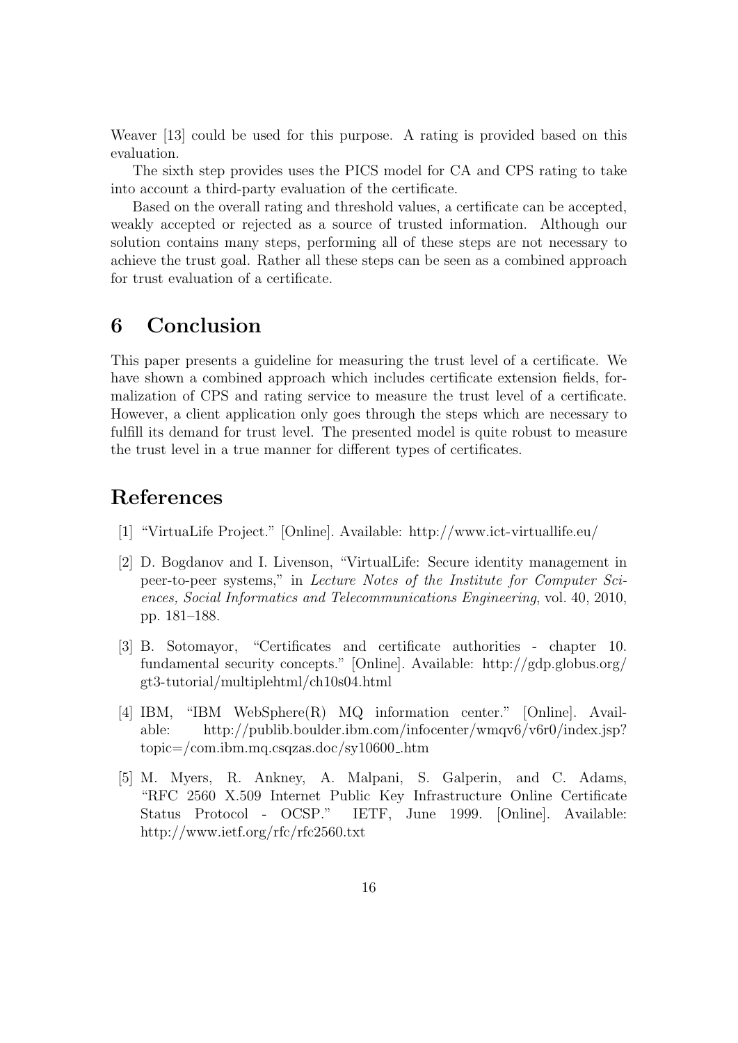Weaver [13] could be used for this purpose. A rating is provided based on this evaluation.

The sixth step provides uses the PICS model for CA and CPS rating to take into account a third-party evaluation of the certificate.

Based on the overall rating and threshold values, a certificate can be accepted, weakly accepted or rejected as a source of trusted information. Although our solution contains many steps, performing all of these steps are not necessary to achieve the trust goal. Rather all these steps can be seen as a combined approach for trust evaluation of a certificate.

## 6 Conclusion

This paper presents a guideline for measuring the trust level of a certificate. We have shown a combined approach which includes certificate extension fields, formalization of CPS and rating service to measure the trust level of a certificate. However, a client application only goes through the steps which are necessary to fulfill its demand for trust level. The presented model is quite robust to measure the trust level in a true manner for different types of certificates.

## References

[1] "VirtuaLife Project." [Online]. Available: http://www.ict-virtuallife.eu/

[2] D. Bogdanov and I. Livenson, "VirtualLife: Secure identity management in peer-to-peer systems," in *Lecture Notes of the Institute for Computer Sciences, Social Informatics and Telecommunications Engineering*, vol. 40, 2010, pp. 181–188.

[3] B. Sotomayor, "Certificates and certificate authorities - chapter 10. fundamental security concepts." [Online]. Available: http://gdp.globus.org/gt3-tutorial/multiplehtml/ch10s04.html

[4] IBM, "IBM WebSphere(R) MQ information center." [Online]. Available: http://publib.boulder.ibm.com/infocenter/wmqv6/v6r0/index.jsp?topic=/com.ibm.mq.csqzas.doc/sy10600_.htm

[5] M. Myers, R. Ankney, A. Malpani, S. Galperin, and C. Adams, "RFC 2560 X.509 Internet Public Key Infrastructure Online Certificate Status Protocol - OCSP." IETF, June 1999. [Online]. Available: http://www.ietf.org/rfc/rfc2560.txt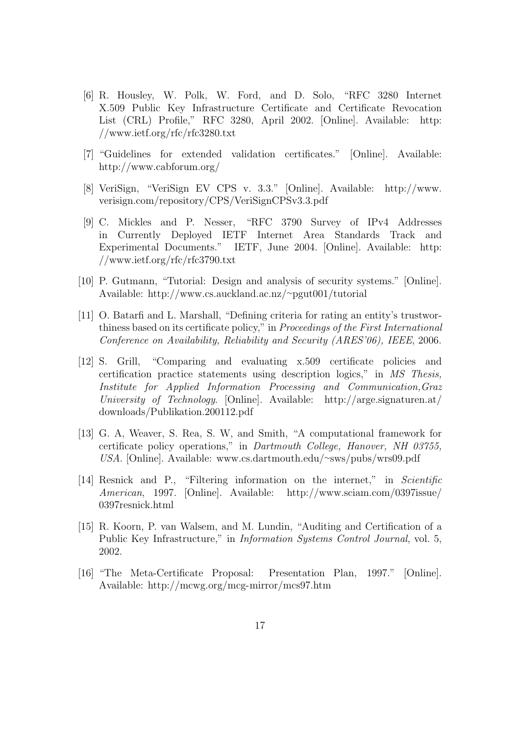[6] R. Housley, W. Polk, W. Ford, and D. Solo, "RFC 3280 Internet X.509 Public Key Infrastructure Certificate and Certificate Revocation List (CRL) Profile," RFC 3280, April 2002. [Online]. Available: http://www.ietf.org/rfc/rfc3280.txt

[7] "Guidelines for extended validation certificates." [Online]. Available: http://www.cabforum.org/

[8] VeriSign, "VeriSign EV CPS v. 3.3." [Online]. Available: http://www.verisign.com/repository/CPS/VeriSignCPSv3.3.pdf

[9] C. Mickles and P. Nesser, "RFC 3790 Survey of IPv4 Addresses in Currently Deployed IETF Internet Area Standards Track and Experimental Documents." IETF, June 2004. [Online]. Available: http://www.ietf.org/rfc/rfc3790.txt

[10] P. Gutmann, "Tutorial: Design and analysis of security systems." [Online]. Available: http://www.cs.auckland.ac.nz/~pgut001/tutorial

[11] O. Batarfi and L. Marshall, "Defining criteria for rating an entity's trustworthiness based on its certificate policy," in *Proceedings of the First International Conference on Availability, Reliability and Security (ARES'06), IEEE*, 2006.

[12] S. Grill, "Comparing and evaluating x.509 certificate policies and certification practice statements using description logics," in *MS Thesis, Institute for Applied Information Processing and Communication,Graz University of Technology*. [Online]. Available: http://arge.signaturen.at/downloads/Publikation.200112.pdf

[13] G. A, Weaver, S. Rea, S. W, and Smith, "A computational framework for certificate policy operations," in *Dartmouth College, Hanover, NH 03755, USA*. [Online]. Available: www.cs.dartmouth.edu/~sws/pubs/wrs09.pdf

[14] Resnick and P., "Filtering information on the internet," in *Scientific American*, 1997. [Online]. Available: http://www.sciam.com/0397issue/0397resnick.html

[15] R. Koorn, P. van Walsem, and M. Lundin, "Auditing and Certification of a Public Key Infrastructure," in *Information Systems Control Journal*, vol. 5, 2002.

[16] "The Meta-Certificate Proposal: Presentation Plan, 1997." [Online]. Available: http://mcwg.org/mcg-mirror/mcs97.htm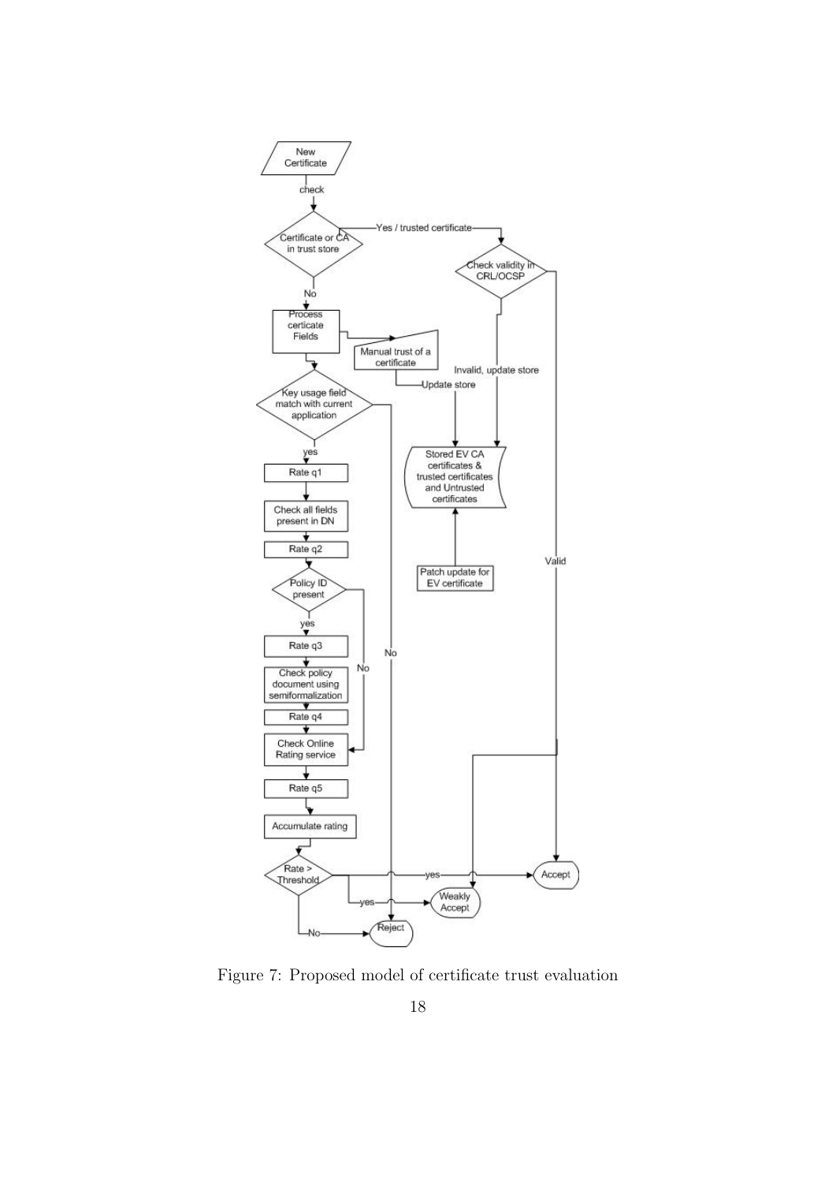New Certificate

check

Certificate or CA in trust store

Yes / trusted certificate

Check validity in CRL/OCSP

No

Process certicate Fields

Manual trust of a certificate

Update store

Invalid, update store

Key usage field match with current application

yes

Stored EV CA certificates & trusted certificates and Untrusted certificates

Rate q1

Check all fields present in DN

Patch update for EV certificate

Rate q2

Valid

Policy ID present

yes

Rate q3

No

No

Check policy document using semiformalization

Rate q4

Check Online Rating service

Rate q5

Accumulate rating

Rate > Threshold

yes

Accept

yes

Weakly Accept

No

Reject

Figure 7: Proposed model of certificate trust evaluation